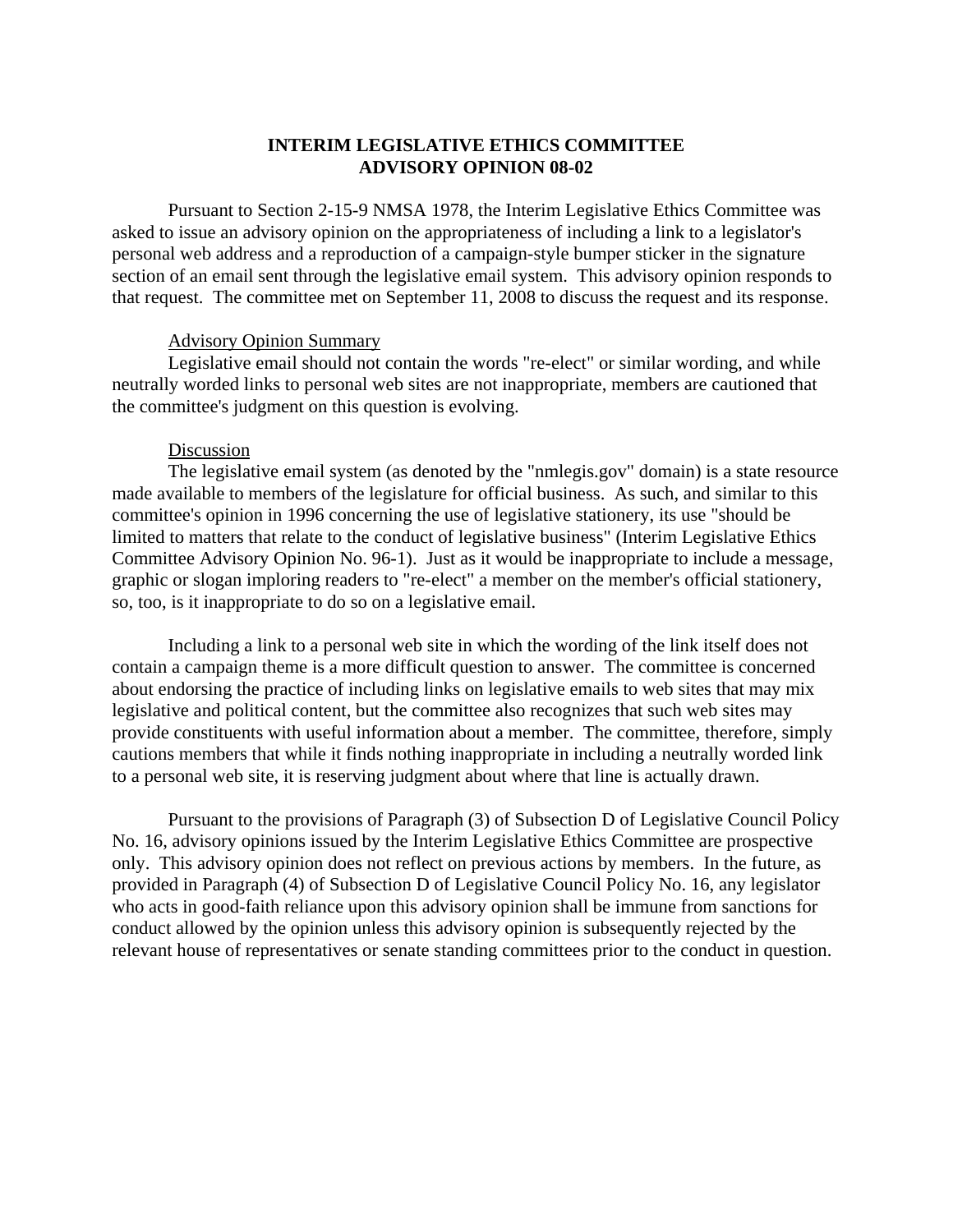# INTERIM LEGISLATIVE ETHICS COMMITTEE
# ADVISORY OPINION 08-02

Pursuant to Section 2-15-9 NMSA 1978, the Interim Legislative Ethics Committee was asked to issue an advisory opinion on the appropriateness of including a link to a legislator's personal web address and a reproduction of a campaign-style bumper sticker in the signature section of an email sent through the legislative email system. This advisory opinion responds to that request. The committee met on September 11, 2008 to discuss the request and its response.

## Advisory Opinion Summary

Legislative email should not contain the words "re-elect" or similar wording, and while neutrally worded links to personal web sites are not inappropriate, members are cautioned that the committee's judgment on this question is evolving.

## Discussion

The legislative email system (as denoted by the "nmlegis.gov" domain) is a state resource made available to members of the legislature for official business. As such, and similar to this committee's opinion in 1996 concerning the use of legislative stationery, its use "should be limited to matters that relate to the conduct of legislative business" (Interim Legislative Ethics Committee Advisory Opinion No. 96-1). Just as it would be inappropriate to include a message, graphic or slogan imploring readers to "re-elect" a member on the member's official stationery, so, too, is it inappropriate to do so on a legislative email.

Including a link to a personal web site in which the wording of the link itself does not contain a campaign theme is a more difficult question to answer. The committee is concerned about endorsing the practice of including links on legislative emails to web sites that may mix legislative and political content, but the committee also recognizes that such web sites may provide constituents with useful information about a member. The committee, therefore, simply cautions members that while it finds nothing inappropriate in including a neutrally worded link to a personal web site, it is reserving judgment about where that line is actually drawn.

Pursuant to the provisions of Paragraph (3) of Subsection D of Legislative Council Policy No. 16, advisory opinions issued by the Interim Legislative Ethics Committee are prospective only. This advisory opinion does not reflect on previous actions by members. In the future, as provided in Paragraph (4) of Subsection D of Legislative Council Policy No. 16, any legislator who acts in good-faith reliance upon this advisory opinion shall be immune from sanctions for conduct allowed by the opinion unless this advisory opinion is subsequently rejected by the relevant house of representatives or senate standing committees prior to the conduct in question.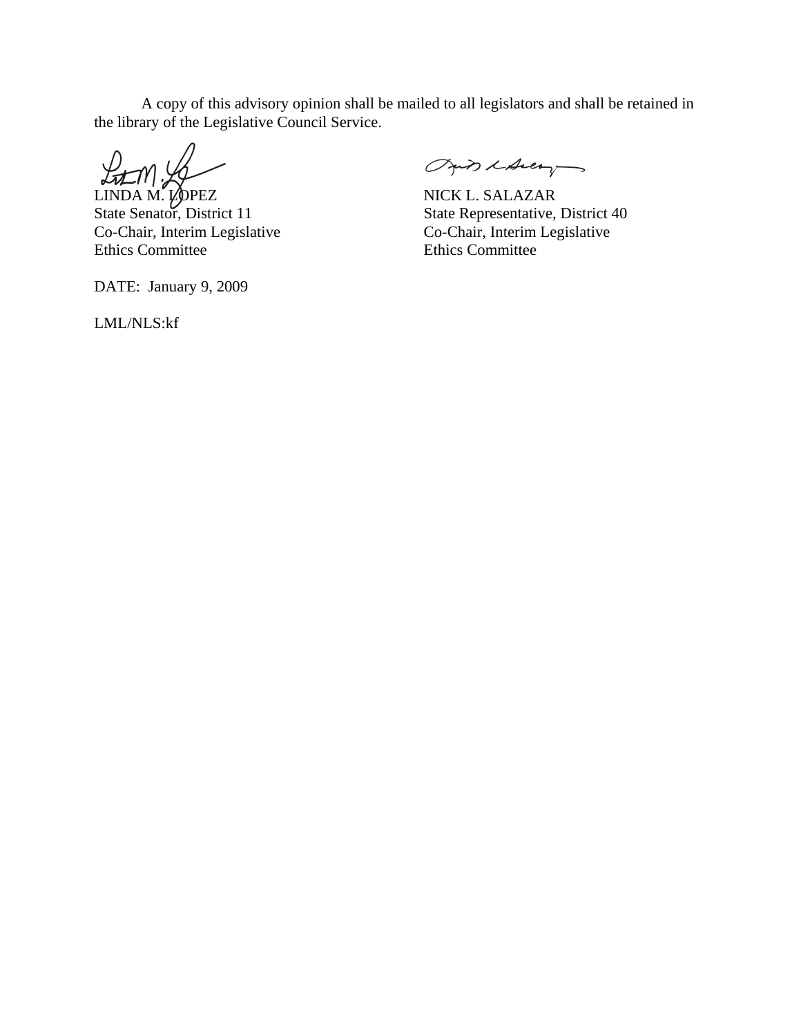A copy of this advisory opinion shall be mailed to all legislators and shall be retained in the library of the Legislative Council Service.

LINDA M. LOPEZ
State Senator, District 11
Co-Chair, Interim Legislative
Ethics Committee

NICK L. SALAZAR
State Representative, District 40
Co-Chair, Interim Legislative
Ethics Committee

DATE: January 9, 2009

LML/NLS:kf